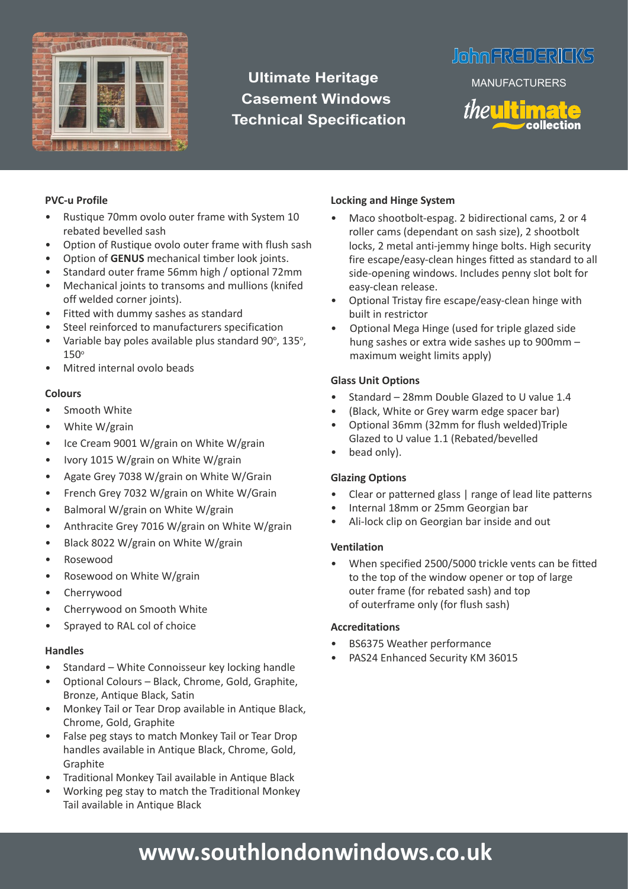# Ultimate Heritage Casement Windows Technical Specification

JohnFREDERICKS

MANUFACTURERS

the ultimate collection

### PVC-u Profile

- Rustique 70mm ovolo outer frame with System 10 rebated bevelled sash
- Option of Rustique ovolo outer frame with flush sash
- Option of **GENUS** mechanical timber look joints.
- Standard outer frame 56mm high / optional 72mm
- Mechanical joints to transoms and mullions (knifed off welded corner joints).
- Fitted with dummy sashes as standard
- Steel reinforced to manufacturers specification
- Variable bay poles available plus standard 90º, 135º, 150º
- Mitred internal ovolo beads

### Colours

- Smooth White
- White W/grain
- Ice Cream 9001 W/grain on White W/grain
- Ivory 1015 W/grain on White W/grain
- Agate Grey 7038 W/grain on White W/Grain
- French Grey 7032 W/grain on White W/Grain
- Balmoral W/grain on White W/grain
- Anthracite Grey 7016 W/grain on White W/grain
- Black 8022 W/grain on White W/grain
- Rosewood
- Rosewood on White W/grain
- Cherrywood
- Cherrywood on Smooth White
- Sprayed to RAL col of choice

### Handles

- Standard – White Connoisseur key locking handle
- Optional Colours – Black, Chrome, Gold, Graphite, Bronze, Antique Black, Satin
- Monkey Tail or Tear Drop available in Antique Black, Chrome, Gold, Graphite
- False peg stays to match Monkey Tail or Tear Drop handles available in Antique Black, Chrome, Gold, Graphite
- Traditional Monkey Tail available in Antique Black
- Working peg stay to match the Traditional Monkey Tail available in Antique Black

### Locking and Hinge System

- Maco shootbolt-espag. 2 bidirectional cams, 2 or 4 roller cams (dependant on sash size), 2 shootbolt locks, 2 metal anti-jemmy hinge bolts. High security fire escape/easy-clean hinges fitted as standard to all side-opening windows. Includes penny slot bolt for easy-clean release.
- Optional Tristay fire escape/easy-clean hinge with built in restrictor
- Optional Mega Hinge (used for triple glazed side hung sashes or extra wide sashes up to 900mm – maximum weight limits apply)

### Glass Unit Options

- Standard – 28mm Double Glazed to U value 1.4
- (Black, White or Grey warm edge spacer bar)
- Optional 36mm (32mm for flush welded)Triple Glazed to U value 1.1 (Rebated/bevelled
- bead only).

### Glazing Options

- Clear or patterned glass | range of lead lite patterns
- Internal 18mm or 25mm Georgian bar
- Ali-lock clip on Georgian bar inside and out

### Ventilation

- When specified 2500/5000 trickle vents can be fitted to the top of the window opener or top of large outer frame (for rebated sash) and top of outerframe only (for flush sash)

### Accreditations

- BS6375 Weather performance
- PAS24 Enhanced Security KM 36015

**www.southlondonwindows.co.uk**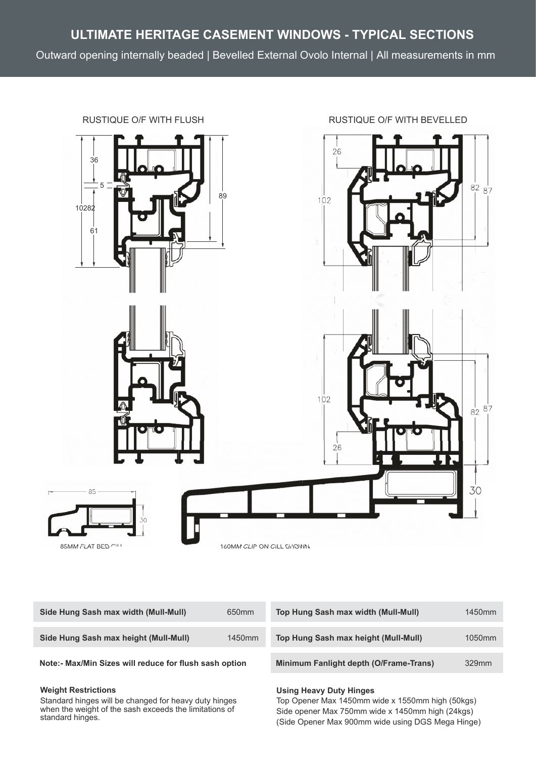# ULTIMATE HERITAGE CASEMENT WINDOWS - TYPICAL SECTIONS

Outward opening internally beaded | Bevelled External Ovolo Internal | All measurements in mm

RUSTIQUE O/F WITH FLUSH

36
5
10282
61
89

RUSTIQUE O/F WITH BEVELLED

26
102
82
87
102
82
87
26
30

85
30

85MM FLAT BED CILL

160MM CLIP ON CILL SHOWN

| | |
|---|---|
| **Side Hung Sash max width (Mull-Mull)** | 650mm |
| **Side Hung Sash max height (Mull-Mull)** | 1450mm |

**Note:- Max/Min Sizes will reduce for flush sash option**

| | |
|---|---|
| **Top Hung Sash max width (Mull-Mull)** | 1450mm |
| **Top Hung Sash max height (Mull-Mull)** | 1050mm |
| **Minimum Fanlight depth (O/Frame-Trans)** | 329mm |

**Weight Restrictions**

Standard hinges will be changed for heavy duty hinges when the weight of the sash exceeds the limitations of standard hinges.

**Using Heavy Duty Hinges**

Top Opener Max 1450mm wide x 1550mm high (50kgs)
Side opener Max 750mm wide x 1450mm high (24kgs)
(Side Opener Max 900mm wide using DGS Mega Hinge)